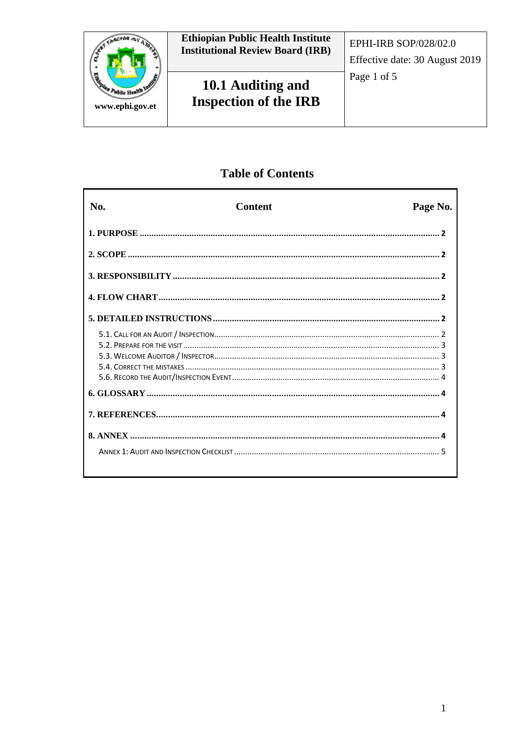| | Ethiopian Public Health Institute Institutional Review Board (IRB) | EPHI-IRB SOP/028/02.0 Effective date: 30 August 2019 Page 1 of 5 |
|---|---|---|
| www.ephi.gov.et | **10.1 Auditing and Inspection of the IRB** | |

## Table of Contents

| No. | Content | Page No. |
|---|---|---|
| **1. PURPOSE** | | **2** |
| **2. SCOPE** | | **2** |
| **3. RESPONSIBILITY** | | **2** |
| **4. FLOW CHART** | | **2** |
| **5. DETAILED INSTRUCTIONS** | | **2** |
| 5.1. Call for an Audit / Inspection | | 2 |
| 5.2. Prepare for the visit | | 3 |
| 5.3. Welcome Auditor / Inspector | | 3 |
| 5.4. Correct the mistakes | | 3 |
| 5.6. Record the Audit/Inspection Event | | 4 |
| **6. GLOSSARY** | | **4** |
| **7. REFERENCES** | | **4** |
| **8. ANNEX** | | **4** |
| Annex 1: Audit and Inspection Checklist | | 5 |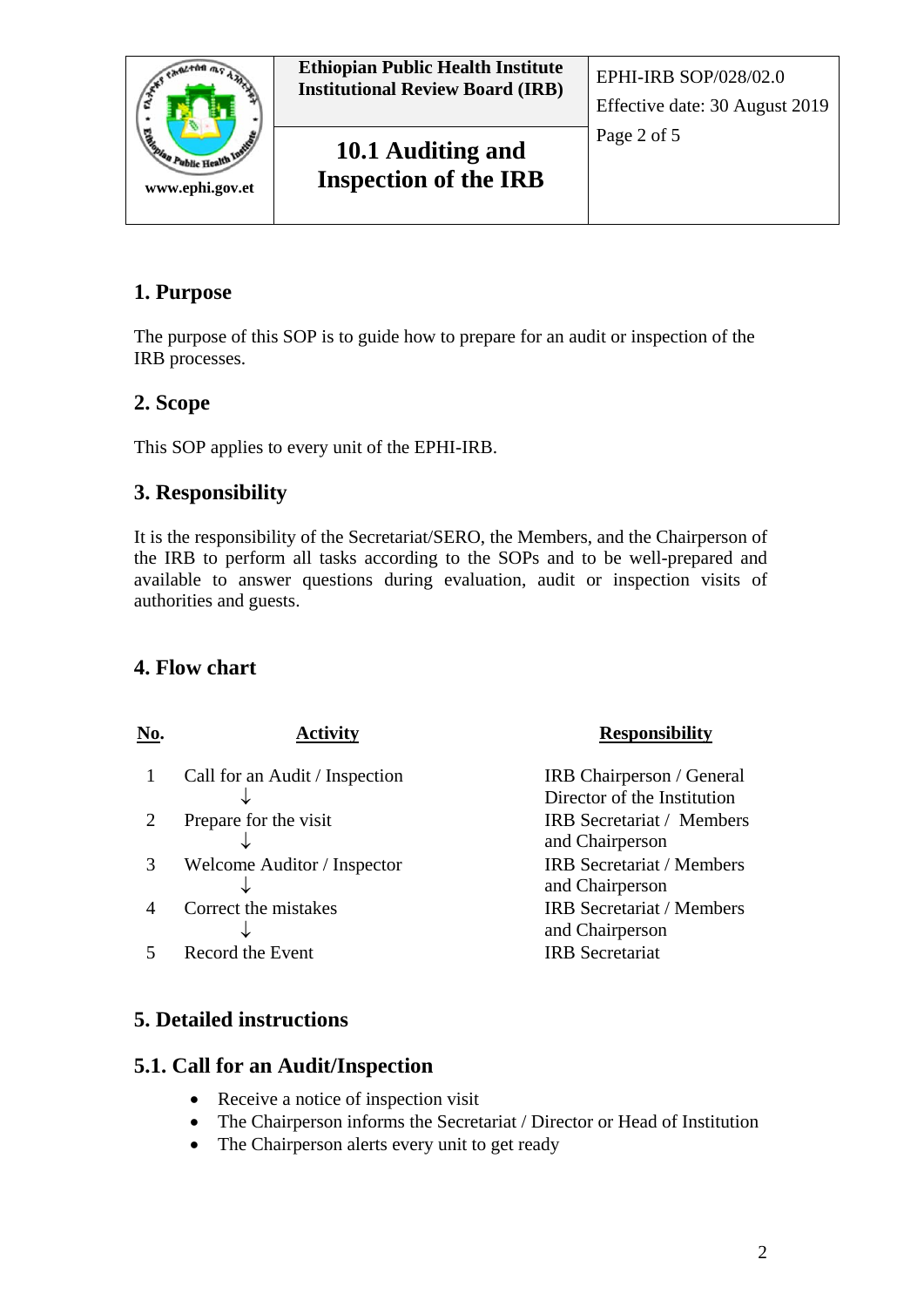## 1. Purpose

The purpose of this SOP is to guide how to prepare for an audit or inspection of the IRB processes.

## 2. Scope

This SOP applies to every unit of the EPHI-IRB.

## 3. Responsibility

It is the responsibility of the Secretariat/SERO, the Members, and the Chairperson of the IRB to perform all tasks according to the SOPs and to be well-prepared and available to answer questions during evaluation, audit or inspection visits of authorities and guests.

## 4. Flow chart

| No. | Activity | Responsibility |
|---|---|---|
| 1 | Call for an Audit / Inspection ↓ | IRB Chairperson / General Director of the Institution |
| 2 | Prepare for the visit ↓ | IRB Secretariat / Members and Chairperson |
| 3 | Welcome Auditor / Inspector ↓ | IRB Secretariat / Members and Chairperson |
| 4 | Correct the mistakes ↓ | IRB Secretariat / Members and Chairperson |
| 5 | Record the Event | IRB Secretariat |

## 5. Detailed instructions

### 5.1. Call for an Audit/Inspection

- Receive a notice of inspection visit
- The Chairperson informs the Secretariat / Director or Head of Institution
- The Chairperson alerts every unit to get ready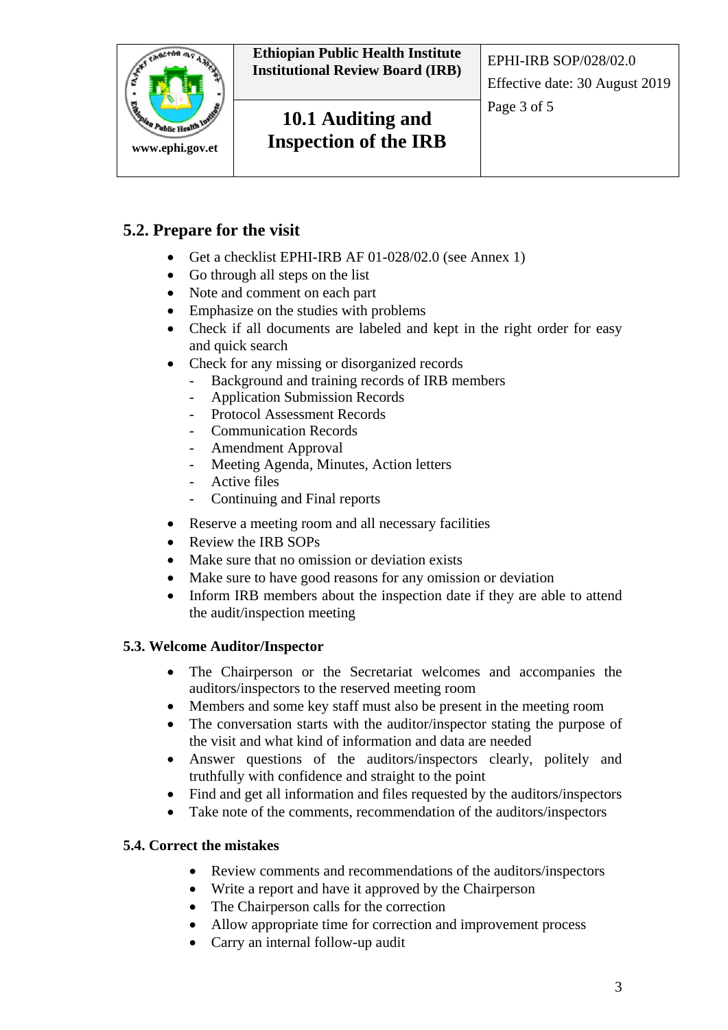## 5.2. Prepare for the visit

- Get a checklist EPHI-IRB AF 01-028/02.0 (see Annex 1)
- Go through all steps on the list
- Note and comment on each part
- Emphasize on the studies with problems
- Check if all documents are labeled and kept in the right order for easy and quick search
- Check for any missing or disorganized records
  - Background and training records of IRB members
  - Application Submission Records
  - Protocol Assessment Records
  - Communication Records
  - Amendment Approval
  - Meeting Agenda, Minutes, Action letters
  - Active files
  - Continuing and Final reports
- Reserve a meeting room and all necessary facilities
- Review the IRB SOPs
- Make sure that no omission or deviation exists
- Make sure to have good reasons for any omission or deviation
- Inform IRB members about the inspection date if they are able to attend the audit/inspection meeting

### 5.3. Welcome Auditor/Inspector

- The Chairperson or the Secretariat welcomes and accompanies the auditors/inspectors to the reserved meeting room
- Members and some key staff must also be present in the meeting room
- The conversation starts with the auditor/inspector stating the purpose of the visit and what kind of information and data are needed
- Answer questions of the auditors/inspectors clearly, politely and truthfully with confidence and straight to the point
- Find and get all information and files requested by the auditors/inspectors
- Take note of the comments, recommendation of the auditors/inspectors

### 5.4. Correct the mistakes

- Review comments and recommendations of the auditors/inspectors
- Write a report and have it approved by the Chairperson
- The Chairperson calls for the correction
- Allow appropriate time for correction and improvement process
- Carry an internal follow-up audit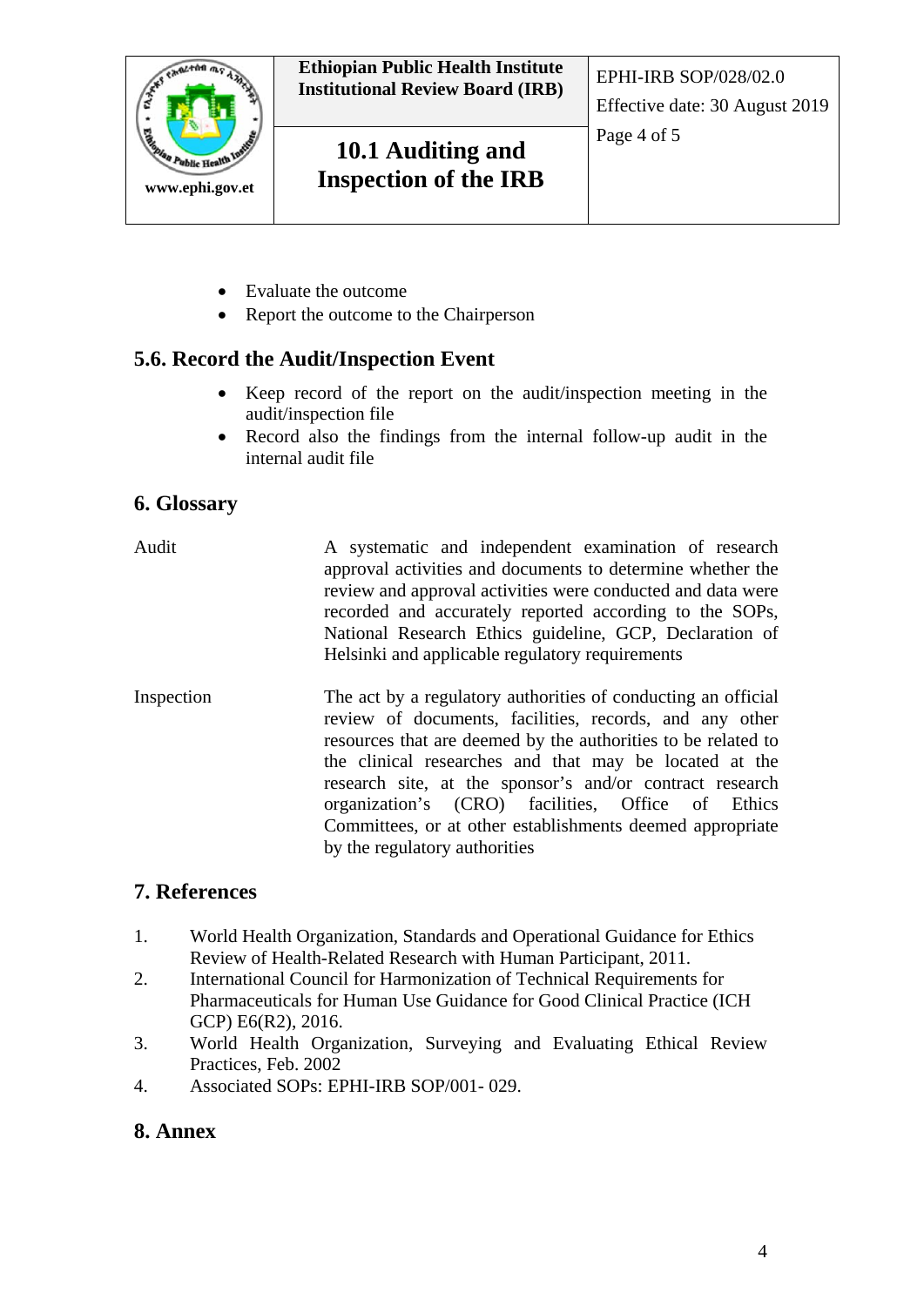- Evaluate the outcome
- Report the outcome to the Chairperson

## 5.6. Record the Audit/Inspection Event

- Keep record of the report on the audit/inspection meeting in the audit/inspection file
- Record also the findings from the internal follow-up audit in the internal audit file

## 6. Glossary

| | |
|---|---|
| Audit | A systematic and independent examination of research approval activities and documents to determine whether the review and approval activities were conducted and data were recorded and accurately reported according to the SOPs, National Research Ethics guideline, GCP, Declaration of Helsinki and applicable regulatory requirements |
| Inspection | The act by a regulatory authorities of conducting an official review of documents, facilities, records, and any other resources that are deemed by the authorities to be related to the clinical researches and that may be located at the research site, at the sponsor's and/or contract research organization's (CRO) facilities, Office of Ethics Committees, or at other establishments deemed appropriate by the regulatory authorities |

## 7. References

1. World Health Organization, Standards and Operational Guidance for Ethics Review of Health-Related Research with Human Participant, 2011.
2. International Council for Harmonization of Technical Requirements for Pharmaceuticals for Human Use Guidance for Good Clinical Practice (ICH GCP) E6(R2), 2016.
3. World Health Organization, Surveying and Evaluating Ethical Review Practices, Feb. 2002
4. Associated SOPs: EPHI-IRB SOP/001- 029.

## 8. Annex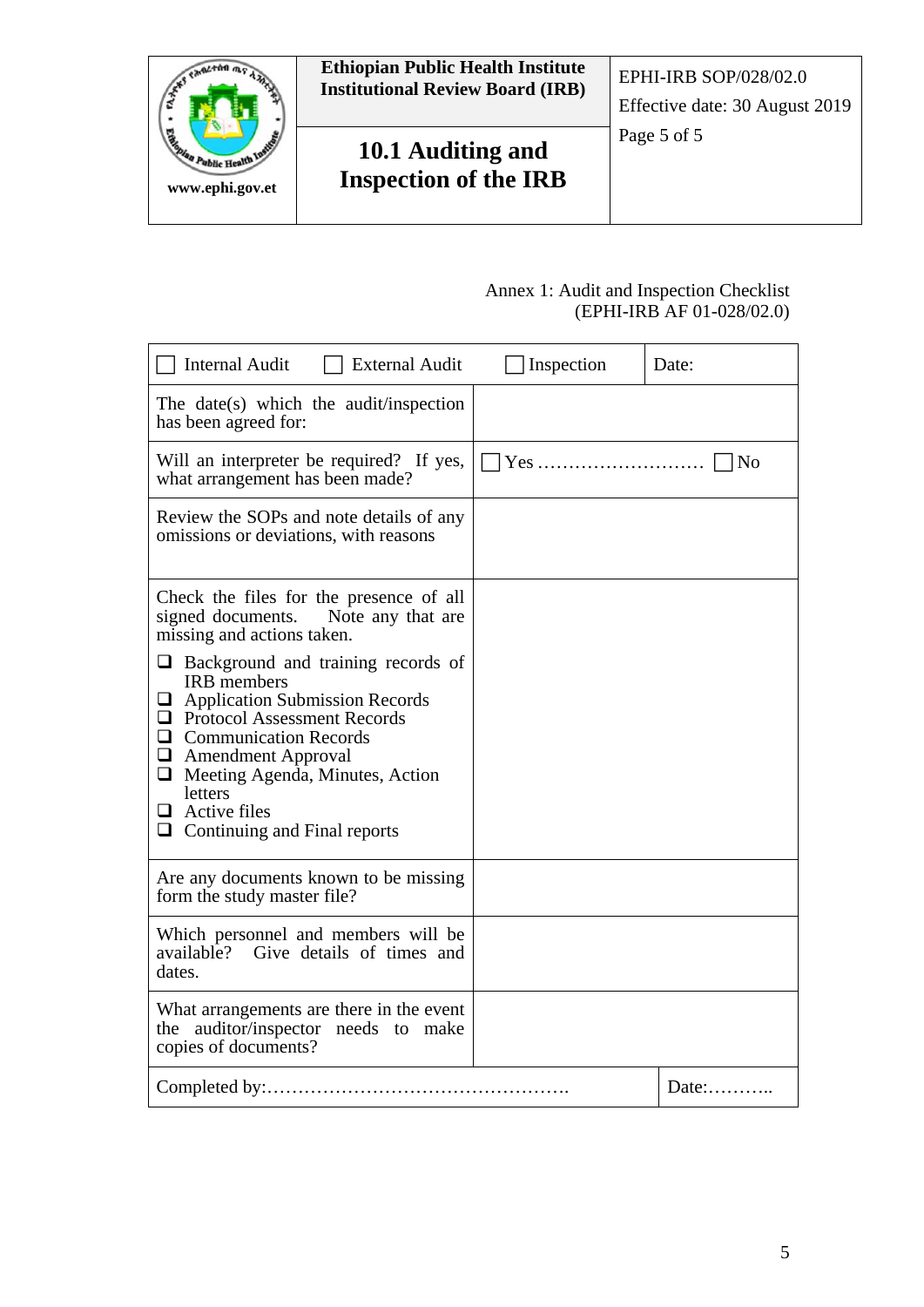Annex 1: Audit and Inspection Checklist
(EPHI-IRB AF 01-028/02.0)

| ☐ Internal Audit ☐ External Audit | ☐ Inspection | Date: |
|---|---|---|
| The date(s) which the audit/inspection has been agreed for: | | |
| Will an interpreter be required? If yes, what arrangement has been made? | ☐ Yes ……………………… ☐ No | |
| Review the SOPs and note details of any omissions or deviations, with reasons | | |
| Check the files for the presence of all signed documents. Note any that are missing and actions taken.<br>❑ Background and training records of IRB members<br>❑ Application Submission Records<br>❑ Protocol Assessment Records<br>❑ Communication Records<br>❑ Amendment Approval<br>❑ Meeting Agenda, Minutes, Action letters<br>❑ Active files<br>❑ Continuing and Final reports | | |
| Are any documents known to be missing form the study master file? | | |
| Which personnel and members will be available? Give details of times and dates. | | |
| What arrangements are there in the event the auditor/inspector needs to make copies of documents? | | |
| Completed by:…………………………………………. | | Date:……….. |